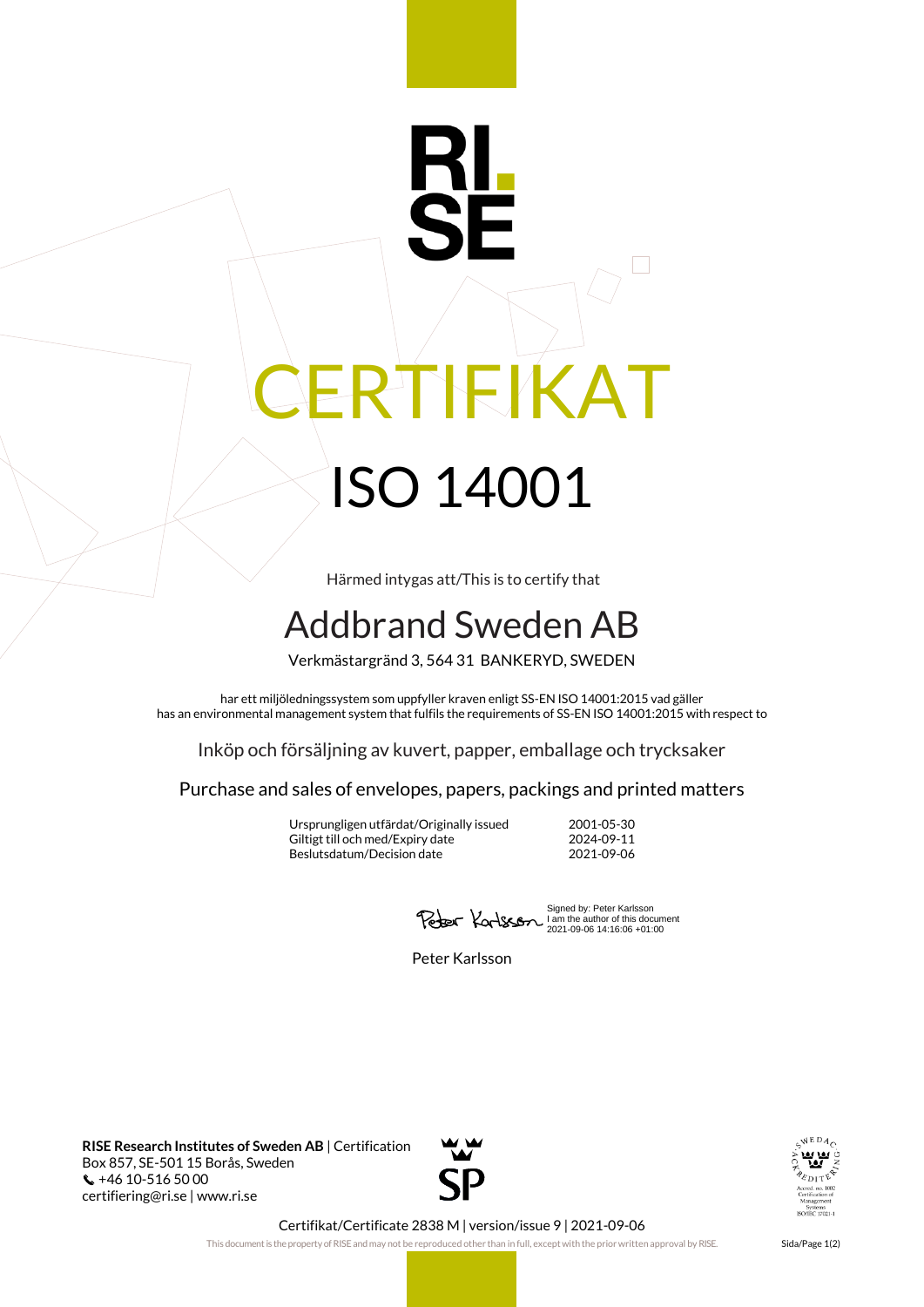RI.
SE

# CERTIFIKAT

# ISO 14001

Härmed intygas att/This is to certify that

## Addbrand Sweden AB

Verkmästargränd 3, 564 31 BANKERYD, SWEDEN

har ett miljöledningssystem som uppfyller kraven enligt SS-EN ISO 14001:2015 vad gäller
has an environmental management system that fulfils the requirements of SS-EN ISO 14001:2015 with respect to

Inköp och försäljning av kuvert, papper, emballage och trycksaker

Purchase and sales of envelopes, papers, packings and printed matters

| | |
|---|---|
| Ursprungligen utfärdat/Originally issued | 2001-05-30 |
| Giltigt till och med/Expiry date | 2024-09-11 |
| Beslutsdatum/Decision date | 2021-09-06 |

Signed by: Peter Karlsson
I am the author of this document
2021-09-06 14:16:06 +01:00

Peter Karlsson

**RISE Research Institutes of Sweden AB** | Certification
Box 857, SE-501 15 Borås, Sweden
+46 10-516 50 00
certifiering@ri.se | www.ri.se

SP

SWEDAC ACKREDITERING
Ackred. nr. 1002
Certification of Management Systems
ISO/IEC 17021-1

Certifikat/Certificate 2838 M | version/issue 9 | 2021-09-06

This document is the property of RISE and may not be reproduced other than in full, except with the prior written approval by RISE.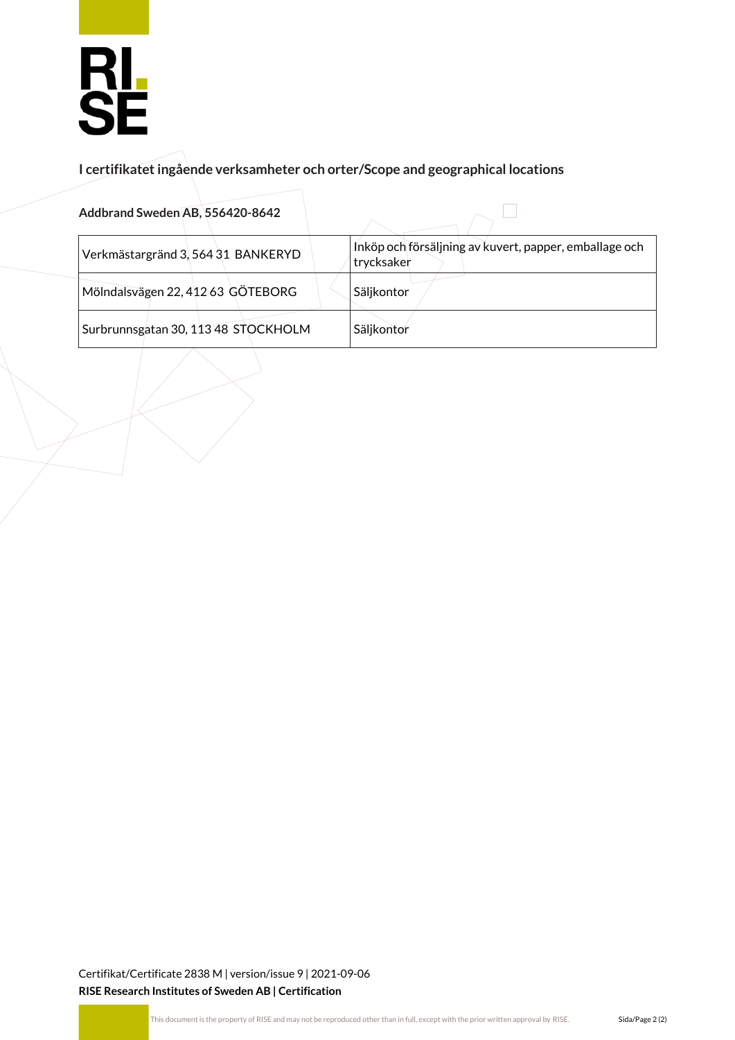**I certifikatet ingående verksamheter och orter/Scope and geographical locations**

**Addbrand Sweden AB, 556420-8642**

| | |
|---|---|
| Verkmästargränd 3, 564 31 BANKERYD | Inköp och försäljning av kuvert, papper, emballage och trycksaker |
| Mölndalsvägen 22, 412 63 GÖTEBORG | Säljkontor |
| Surbrunnsgatan 30, 113 48 STOCKHOLM | Säljkontor |

Certifikat/Certificate 2838 M | version/issue 9 | 2021-09-06

**RISE Research Institutes of Sweden AB | Certification**

This document is the property of RISE and may not be reproduced other than in full, except with the prior written approval by RISE.